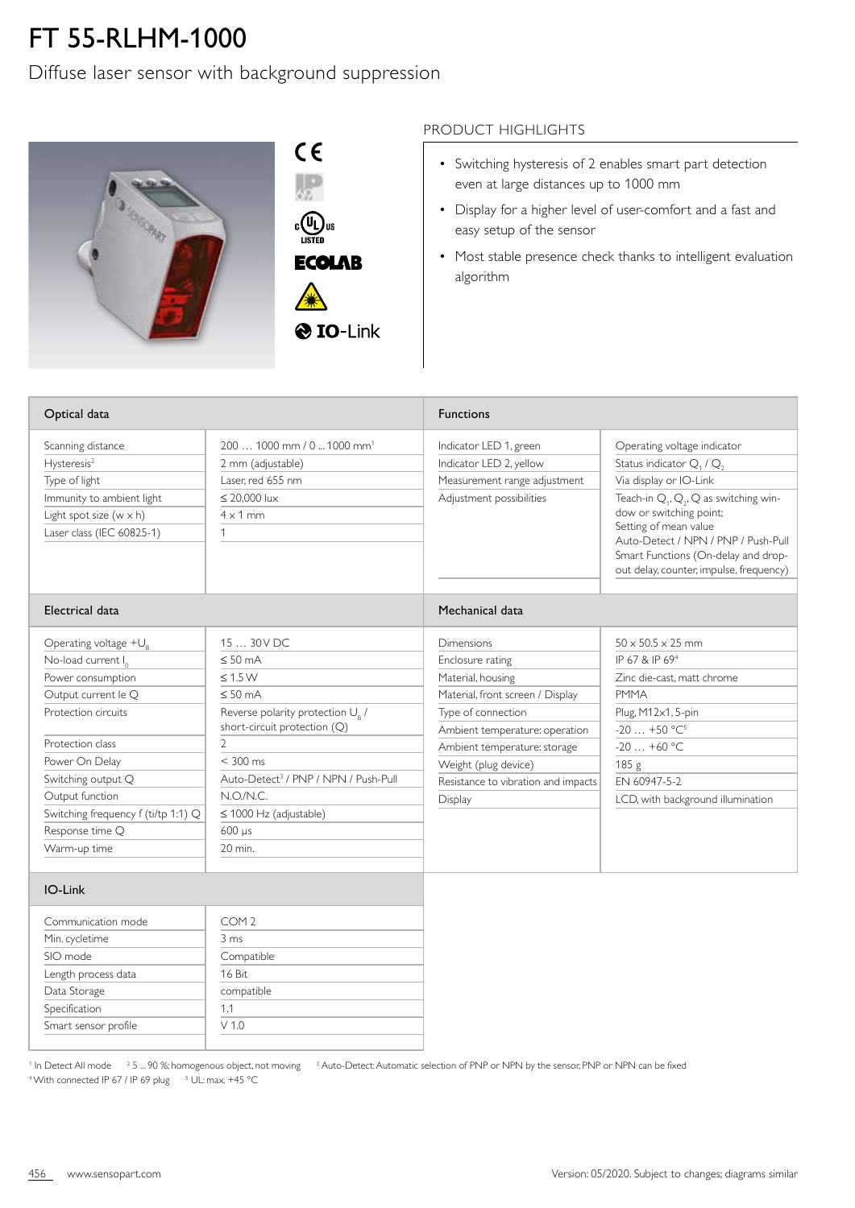# FT 55-RLHM-1000

## Diffuse laser sensor with background suppression

CE
IP 69
cULus LISTED
ECOLAB
IO-Link

### PRODUCT HIGHLIGHTS

- Switching hysteresis of 2 enables smart part detection even at large distances up to 1000 mm
- Display for a higher level of user-comfort and a fast and easy setup of the sensor
- Most stable presence check thanks to intelligent evaluation algorithm

### Optical data

| Optical data | |
|---|---|
| Scanning distance | 200 … 1000 mm / 0 ... 1000 mm[1] |
| Hysteresis[2] | 2 mm (adjustable) |
| Type of light | Laser, red 655 nm |
| Immunity to ambient light | ≤ 20,000 lux |
| Light spot size (w x h) | 4 x 1 mm |
| Laser class (IEC 60825-1) | 1 |

### Functions

| Functions | |
|---|---|
| Indicator LED 1, green | Operating voltage indicator |
| Indicator LED 2, yellow | Status indicator $Q_1$ / $Q_2$ |
| Measurement range adjustment | Via display or IO-Link |
| Adjustment possibilities | Teach-in $Q_1$, $Q_2$, Q as switching window or switching point; Setting of mean value Auto-Detect / NPN / PNP / Push-Pull Smart Functions (On-delay and drop-out delay, counter, impulse, frequency) |

### Electrical data

| Electrical data | |
|---|---|
| Operating voltage $+U_B$ | 15 … 30 V DC |
| No-load current $I_0$ | ≤ 50 mA |
| Power consumption | ≤ 1.5 W |
| Output current Ie Q | ≤ 50 mA |
| Protection circuits | Reverse polarity protection $U_B$ / short-circuit protection (Q) |
| Protection class | 2 |
| Power On Delay | < 300 ms |
| Switching output Q | Auto-Detect[3] / PNP / NPN / Push-Pull |
| Output function | N.O./N.C. |
| Switching frequency f (ti/tp 1:1) Q | ≤ 1000 Hz (adjustable) |
| Response time Q | 600 µs |
| Warm-up time | 20 min. |

### Mechanical data

| Mechanical data | |
|---|---|
| Dimensions | 50 x 50.5 x 25 mm |
| Enclosure rating | IP 67 & IP 69[4] |
| Material, housing | Zinc die-cast, matt chrome |
| Material, front screen / Display | PMMA |
| Type of connection | Plug, M12x1, 5-pin |
| Ambient temperature: operation | -20 … +50 °C[5] |
| Ambient temperature: storage | -20 … +60 °C |
| Weight (plug device) | 185 g |
| Resistance to vibration and impacts | EN 60947-5-2 |
| Display | LCD, with background illumination |

### IO-Link

| IO-Link | |
|---|---|
| Communication mode | COM 2 |
| Min. cycletime | 3 ms |
| SIO mode | Compatible |
| Length process data | 16 Bit |
| Data Storage | compatible |
| Specification | 1.1 |
| Smart sensor profile | V 1.0 |

[1] In Detect All mode [2] 5 ... 90 %; homogenous object, not moving [3] Auto-Detect: Automatic selection of PNP or NPN by the sensor, PNP or NPN can be fixed
[4] With connected IP 67 / IP 69 plug [5] UL: max. +45 °C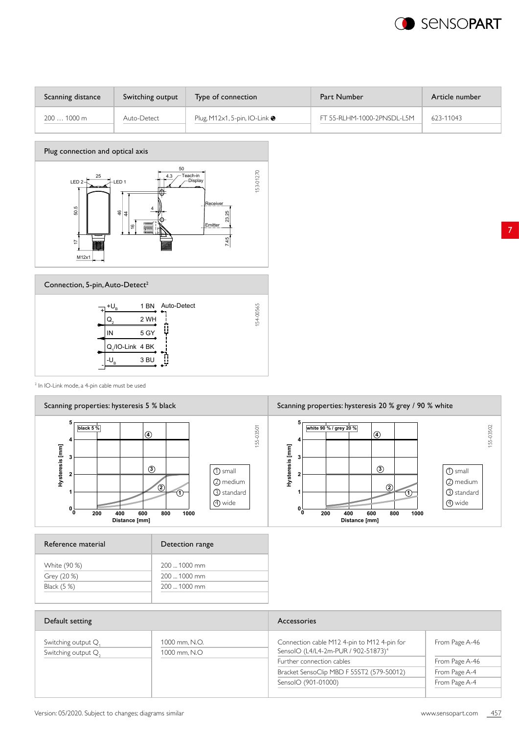| Scanning distance | Switching output | Type of connection | Part Number | Article number |
|---|---|---|---|---|
| 200 … 1000 m | Auto-Detect | Plug, M12x1, 5-pin, IO-Link | FT 55-RLHM-1000-2PNSDL-L5M | 623-11043 |

## Plug connection and optical axis

50
4.3
Teach-in
Display
25
LED 2
LED 1
50.5
46
44
4
Receiver
23.25
16
Emitter
17
7.45
M12x1
153-01270

## Connection, 5-pin, Auto-Detect[2]

+$U_B$ 1 BN Auto-Detect
$Q_2$ 2 WH
IN 5 GY
$Q_1$/IO-Link 4 BK
-$U_B$ 3 BU
154-00565

[2] In IO-Link mode, a 4-pin cable must be used

## Scanning properties: hysteresis 5 % black

black 5 %
Hysteresis [mm]
5
4
3
2
1
0
0 200 400 600 800 1000
Distance [mm]
155-03501
① small
② medium
③ standard
④ wide

## Scanning properties: hysteresis 20 % grey / 90 % white

white 90 % / grey 20 %
Hysteresis [mm]
5
4
3
2
1
0
0 200 400 600 800 1000
Distance [mm]
155-03502
① small
② medium
③ standard
④ wide

| Reference material | Detection range |
|---|---|
| White (90 %) | 200 ... 1000 mm |
| Grey (20 %) | 200 ... 1000 mm |
| Black (5 %) | 200 ... 1000 mm |

| Default setting | |
|---|---|
| Switching output $Q_1$ | 1000 mm, N.O. |
| Switching output $Q_2$ | 1000 mm, N.O |

| Accessories | |
|---|---|
| Connection cable M12 4-pin to M12 4-pin for SensoIO (L4/L4-2m-PUR / 902-51873)[4] | From Page A-46 |
| Further connection cables | From Page A-46 |
| Bracket SensoClip MBD F 55ST2 (579-50012) | From Page A-4 |
| SensoIO (901-01000) | From Page A-4 |

Version: 05/2020. Subject to changes; diagrams similar